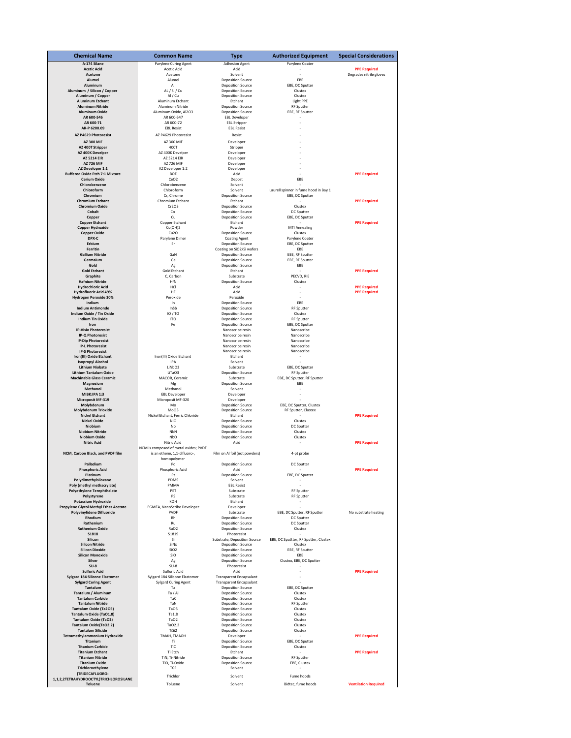| Chemical Name | Common Name | Type | Authorized Equipment | Special Considerations |
|---|---|---|---|---|
| A-174 Silane | Parylene Curing Agent | Adhesion Agent | Parylene Coater | |
| Acetic Acid | Acetic Acid | Acid | - | PPE Required |
| Acetone | Acetone | Solvent | - | Degrades nitrile gloves |
| Alumel | Alumel | Deposition Source | EBE | |
| Aluminum | Al | Deposition Source | EBE, DC Sputter | |
| Aluminum / Silicon / Copper | AL / Si / Cu | Deposition Source | Clustex | |
| Aluminum / Copper | Al / Cu | Deposition Source | Clustex | |
| Aluminum Etchant | Aluminum Etchant | Etchant | Light PPE | |
| Aluminum Nitride | Aluminum Nitride | Deposition Source | RF Sputter | |
| Aluminum Oxide | Aluminum Oxide, Al2O3 | Deposition Source | EBE, RF Sputter | |
| AR 600-546 | AR 600-547 | EBL Developer | - | |
| AR 600-71 | AR 600-72 | EBL Stripper | - | |
| AR-P 6200.09 | EBL Resist | EBL Resist | - | |
| AZ P4629 Photoresist | AZ P4629 Photoresist | Resist | - | |
| AZ 300 MIF | AZ 300 MIF | Developer | - | |
| AZ 400T Stripper | 400T | Stripper | - | |
| AZ 400K Developer | AZ 400K Develper | Developer | - | |
| AZ 5214 EIR | AZ 5214 EIR | Developer | - | |
| AZ 726 MIF | AZ 726 MIF | Developer | - | |
| AZ Developer 1:1 | AZ Developer 1:2 | Developer | - | |
| Buffered Oxide Etch 7:1 Mixture | BOE | Acid | - | PPE Required |
| Cerium Oxide | CeO2 | Depost | EBE | |
| Chlorobenzene | Chlorobenzene | Solvent | - | |
| Chloroform | Chloroform | Solvent | Laurell spinner in fume hood in Bay 1 | |
| Chromium | Cr, Chrome | Deposition Source | EBE, DC Sputter | |
| Chromium Etchant | Chromium Etchant | Etchant | - | PPE Required |
| Chromium Oxide | Cr2O3 | Deposition Source | Clustex | |
| Cobalt | Co | Deposition Source | DC Sputter | |
| Copper | Cu | Deposition Source | EBE, DC Sputter | |
| Copper Etchant | Copper Etchant | Etchant | - | PPE Required |
| Copper Hydroxide | Cu(OH)2 | Powder | MTI Annealing | |
| Copper Oxide | Cu2O | Deposition Source | Clustex | |
| DPX-C | Parylene Dimer | Coating Agent | Parylene Coater | |
| Erbium | Er | Deposition Source | EBE, DC Sputter | |
| Ferritin | | Coating on SiO2/Si wafers | EBE | |
| Gallium Nitride | GaN | Deposition Source | EBE, RF Sputter | |
| Germanium | Ge | Deposition Source | EBE, RF Sputter | |
| Gold | Ag | Deposition Source | EBE | |
| Gold Etchant | Gold Etchant | Etchant | - | PPE Required |
| Graphite | C, Carbon | Substrate | PECVD, RIE | |
| Hafnium Nitride | HfN | Deposition Source | Clustex | |
| Hydrochloric Acid | HCl | Acid | - | PPE Required |
| Hydrofluoric Acid 49% | HF | Acid | - | PPE Required |
| Hydrogen Peroxide 30% | Peroxide | Peroxide | - | |
| Indium | In | Deposition Source | EBE | |
| Indium Antimonide | InSb | Deposition Source | RF Sputter | |
| Indium Oxide / Tin Oxide | IO / TO | Deposition Source | Clustex | |
| Indium Tin Oxide | ITO | Deposition Source | RF Sputter | |
| Iron | Fe | Deposition Source | EBE, DC Sputter | |
| IP-Visio Photoresist | | Nanoscribe resin | Nanoscribe | |
| IP-Q Photoresist | | Nanoscribe resin | Nanoscribe | |
| IP-Dip Photoresist | | Nanoscribe resin | Nanoscribe | |
| IP-L Photoresist | | Nanoscribe resin | Nanoscribe | |
| IP-S Photoresist | | Nanoscribe resin | Nanoscribe | |
| Iron(III) Oxide Etchant | Iron(III) Oxide Etchant | Etchant | - | |
| Isopropyl Alcohol | IPA | Solvent | - | |
| Lithium Niobate | LiNbO3 | Substrate | EBE, DC Sputter | |
| Lithium Tantalum Oxide | LiTaO3 | Deposition Source | RF Sputter | |
| Machinable Glass Ceramic | MACOR, Ceramic | Substrate | EBE, DC Sputter, RF Sputter | |
| Magnesium | Mg | Deposition Source | EBE | |
| Methanol | Methanol | Solvent | - | |
| MIBK:IPA 1:3 | EBL Developer | Developer | - | |
| Microposit MF-319 | Microposit MF-320 | Developer | - | |
| Molybdenum | Mo | Deposition Source | EBE, DC Sputter, Clustex | |
| Molybdenum Trioxide | MoO3 | Deposition Source | RF Sputter, Clustex | |
| Nickel Etchant | Nickel Etchant, Ferric Chloride | Etchant | - | PPE Required |
| Nickel Oxide | NiO | Deposition Source | Clustex | |
| Niobium | Nb | Deposition Source | DC Sputter | |
| Niobium Nitride | NbN | Deposition Source | Clustex | |
| Niobium Oxide | NbO | Deposition Source | Clustex | |
| Nitric Acid | Nitric Acid | Acid | - | PPE Required |
| NCM, Carbon Black, and PVDF film | NCM is composed of metal oxides; PVDF is an ethene, 1,1-difluoro-, homopolymer | Film on Al foil (not powders) | 4-pt probe | |
| Palladium | Pd | Deposition Source | DC Sputter | |
| Phosphoric Acid | Phosphoric Acid | Acid | - | PPE Required |
| Platinum | Pt | Deposition Source | EBE, DC Sputter | |
| Polydimethylsiloxane | PDMS | Solvent | - | |
| Poly (methyl methacrylate) | PMMA | EBL Resist | - | |
| Polyethylene Terephthalate | PET | Substrate | RF Sputter | |
| Polystyrene | PS | Substrate | RF Sputter | |
| Potassium Hydroxide | KOH | Etchant | - | |
| Propylene Glycol Methyl Ether Acetate | PGMEA, NanoScribe Developer | Developer | - | |
| Polyvinylidene Difluoride | PVDF | Substrate | EBE, DC Sputter, RF Sputter | No substrate heating |
| Rhodium | Rh | Deposition Source | DC Sputter | |
| Ruthenium | Ru | Deposition Source | DC Sputter | |
| Ruthenium Oxide | RuO2 | Deposition Source | Clustex | |
| S1818 | S1819 | Photoresist | - | |
| Silicon | Si | Substrate, Deposition Source | EBE, DC Sputtter, RF Sputter, Clustex | |
| Silicon Nitride | SiNx | Deposition Source | Clustex | |
| Silicon Dioxide | SiO2 | Deposition Source | EBE, RF Sputter | |
| Silicon Monoxide | SiO | Deposition Source | EBE | |
| Silver | Ag | Deposition Source | Clustex, EBE, DC Sputter | |
| SU-8 | SU-8 | Photoresist | - | |
| Sulfuric Acid | Sulfuric Acid | Acid | - | PPE Required |
| Sylgard 184 Silicone Elastomer | Sylgard 184 Silicone Elastomer | Transparent Encapsulant | - | |
| Sylgard Curing Agent | Sylgard Curing Agent | Transparent Encapsulant | - | |
| Tantalum | Ta | Deposition Source | EBE, DC Sputter | |
| Tantalum / Aluminum | Ta / Al | Deposition Source | Clustex | |
| Tantalum Carbide | TaC | Deposition Source | Clustex | |
| Tantalum Nitride | TaN | Deposition Source | RF Sputter | |
| Tantalum Oxide (Ta2O5) | TaO5 | Deposition Source | Clustex | |
| Tantalum Oxide (TaO1.8) | Ta1.8 | Deposition Source | Clustex | |
| Tantalum Oxide (TaO2) | TaO2 | Deposition Source | Clustex | |
| Tantalum Oxide(TaO2.2) | TaO2.2 | Deposition Source | Clustex | |
| Tantalum Silicide | TiSi2 | Deposition Source | Clustex | |
| Tetramethylammonium Hydroxide | TMAH, TMAOH | Developer | - | PPE Required |
| Titanium | Ti | Deposition Source | EBE, DC Sputter | |
| Titanium Carbide | TiC | Deposition Source | Clustex | |
| Titanium Etchant | Ti Etch | Etchant | - | PPE Required |
| Titanium Nitride | TiN, Ti-Nitride | Deposition Source | RF Sputter | |
| Titanium Oxide | TiO, Ti-Oxide | Deposition Source | EBE, Clustex | |
| Trichloroethylene | TCE | Solvent | - | |
| (TRIDECAFLUORO-1,1,2,2TETRAHYDROOCTYL)TRICHLOROSILANE | Trichlor | Solvent | Fume hoods | |
| Toluene | Toluene | Solvent | Bidtec, fume hoods | Ventilation Required |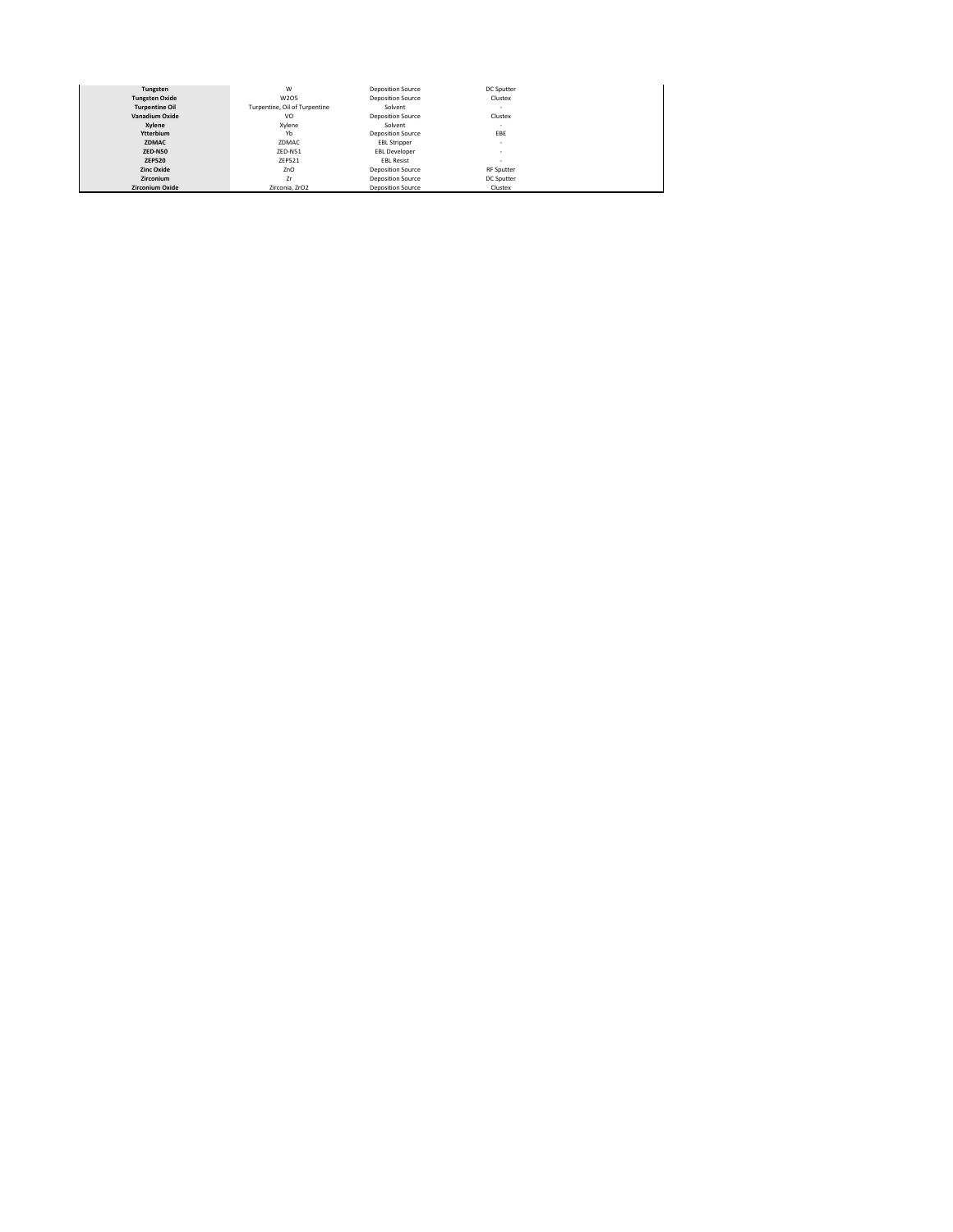| | | | |
|---|---|---|---|
| **Tungsten** | W | Deposition Source | DC Sputter |
| **Tungsten Oxide** | W2O5 | Deposition Source | Clustex |
| **Turpentine Oil** | Turpentine, Oil of Turpentine | Solvent | - |
| **Vanadium Oxide** | VO | Deposition Source | Clustex |
| **Xylene** | Xylene | Solvent | - |
| **Ytterbium** | Yb | Deposition Source | EBE |
| **ZDMAC** | ZDMAC | EBL Stripper | - |
| **ZED-N50** | ZED-N51 | EBL Developer | - |
| **ZEP520** | ZEP521 | EBL Resist | - |
| **Zinc Oxide** | ZnO | Deposition Source | RF Sputter |
| **Zirconium** | Zr | Deposition Source | DC Sputter |
| **Zirconium Oxide** | Zirconia, ZrO2 | Deposition Source | Clustex |